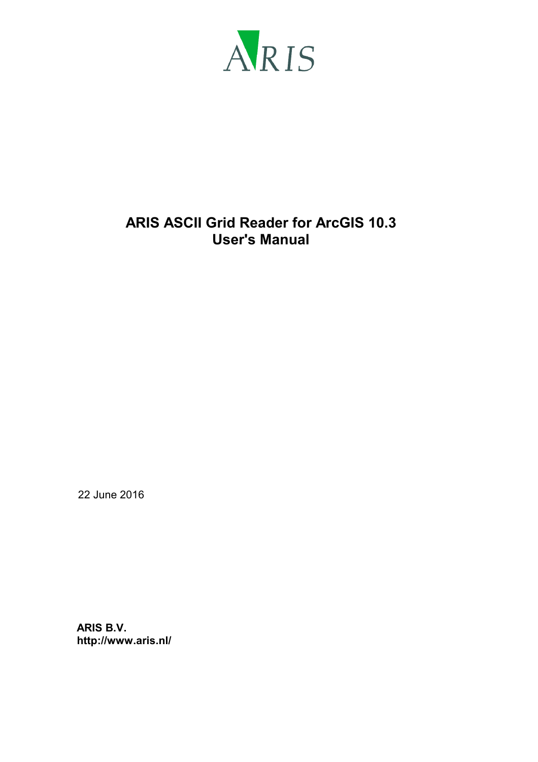ARIS

# ARIS ASCII Grid Reader for ArcGIS 10.3
# User's Manual

22 June 2016

**ARIS B.V.**
**http://www.aris.nl/**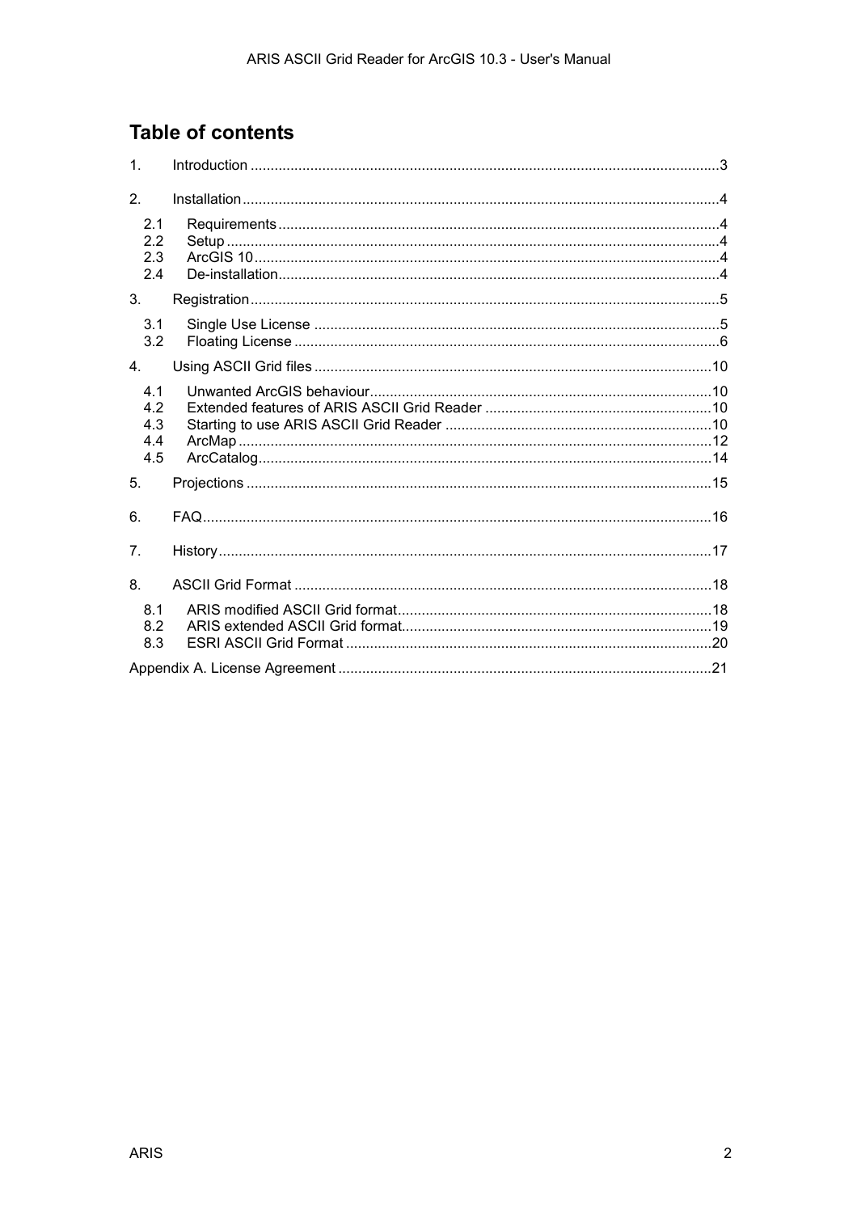# Table of contents

1. Introduction ....................................................................................................................3
2. Installation......................................................................................................................4
   - 2.1 Requirements.............................................................................................................4
   - 2.2 Setup..........................................................................................................................4
   - 2.3 ArcGIS 10...................................................................................................................4
   - 2.4 De-installation.............................................................................................................4
3. Registration....................................................................................................................5
   - 3.1 Single Use License ....................................................................................................5
   - 3.2 Floating License .........................................................................................................6
4. Using ASCII Grid files ..................................................................................................10
   - 4.1 Unwanted ArcGIS behaviour.....................................................................................10
   - 4.2 Extended features of ARIS ASCII Grid Reader ........................................................10
   - 4.3 Starting to use ARIS ASCII Grid Reader ..................................................................10
   - 4.4 ArcMap .....................................................................................................................12
   - 4.5 ArcCatalog................................................................................................................14
5. Projections ...................................................................................................................15
6. FAQ..............................................................................................................................16
7. History..........................................................................................................................17
8. ASCII Grid Format .......................................................................................................18
   - 8.1 ARIS modified ASCII Grid format.............................................................................18
   - 8.2 ARIS extended ASCII Grid format.............................................................................19
   - 8.3 ESRI ASCII Grid Format ..........................................................................................20

Appendix A. License Agreement ............................................................................................21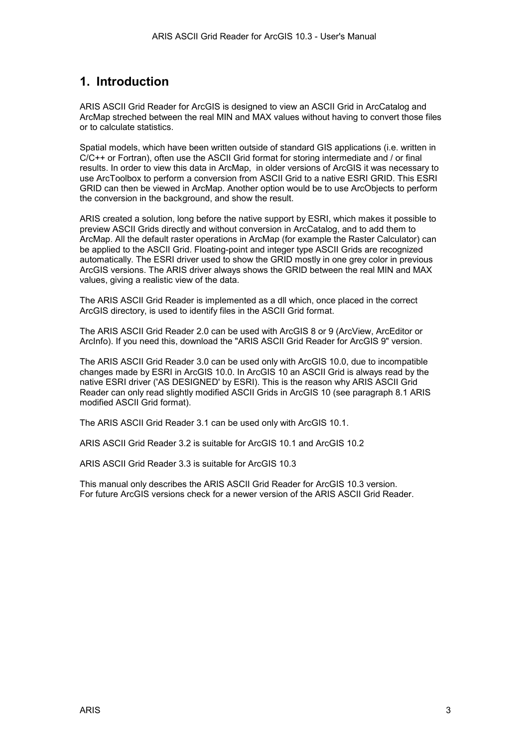# 1. Introduction

ARIS ASCII Grid Reader for ArcGIS is designed to view an ASCII Grid in ArcCatalog and ArcMap streched between the real MIN and MAX values without having to convert those files or to calculate statistics.

Spatial models, which have been written outside of standard GIS applications (i.e. written in C/C++ or Fortran), often use the ASCII Grid format for storing intermediate and / or final results. In order to view this data in ArcMap, in older versions of ArcGIS it was necessary to use ArcToolbox to perform a conversion from ASCII Grid to a native ESRI GRID. This ESRI GRID can then be viewed in ArcMap. Another option would be to use ArcObjects to perform the conversion in the background, and show the result.

ARIS created a solution, long before the native support by ESRI, which makes it possible to preview ASCII Grids directly and without conversion in ArcCatalog, and to add them to ArcMap. All the default raster operations in ArcMap (for example the Raster Calculator) can be applied to the ASCII Grid. Floating-point and integer type ASCII Grids are recognized automatically. The ESRI driver used to show the GRID mostly in one grey color in previous ArcGIS versions. The ARIS driver always shows the GRID between the real MIN and MAX values, giving a realistic view of the data.

The ARIS ASCII Grid Reader is implemented as a dll which, once placed in the correct ArcGIS directory, is used to identify files in the ASCII Grid format.

The ARIS ASCII Grid Reader 2.0 can be used with ArcGIS 8 or 9 (ArcView, ArcEditor or ArcInfo). If you need this, download the "ARIS ASCII Grid Reader for ArcGIS 9" version.

The ARIS ASCII Grid Reader 3.0 can be used only with ArcGIS 10.0, due to incompatible changes made by ESRI in ArcGIS 10.0. In ArcGIS 10 an ASCII Grid is always read by the native ESRI driver ('AS DESIGNED' by ESRI). This is the reason why ARIS ASCII Grid Reader can only read slightly modified ASCII Grids in ArcGIS 10 (see paragraph 8.1 ARIS modified ASCII Grid format).

The ARIS ASCII Grid Reader 3.1 can be used only with ArcGIS 10.1.

ARIS ASCII Grid Reader 3.2 is suitable for ArcGIS 10.1 and ArcGIS 10.2

ARIS ASCII Grid Reader 3.3 is suitable for ArcGIS 10.3

This manual only describes the ARIS ASCII Grid Reader for ArcGIS 10.3 version.
For future ArcGIS versions check for a newer version of the ARIS ASCII Grid Reader.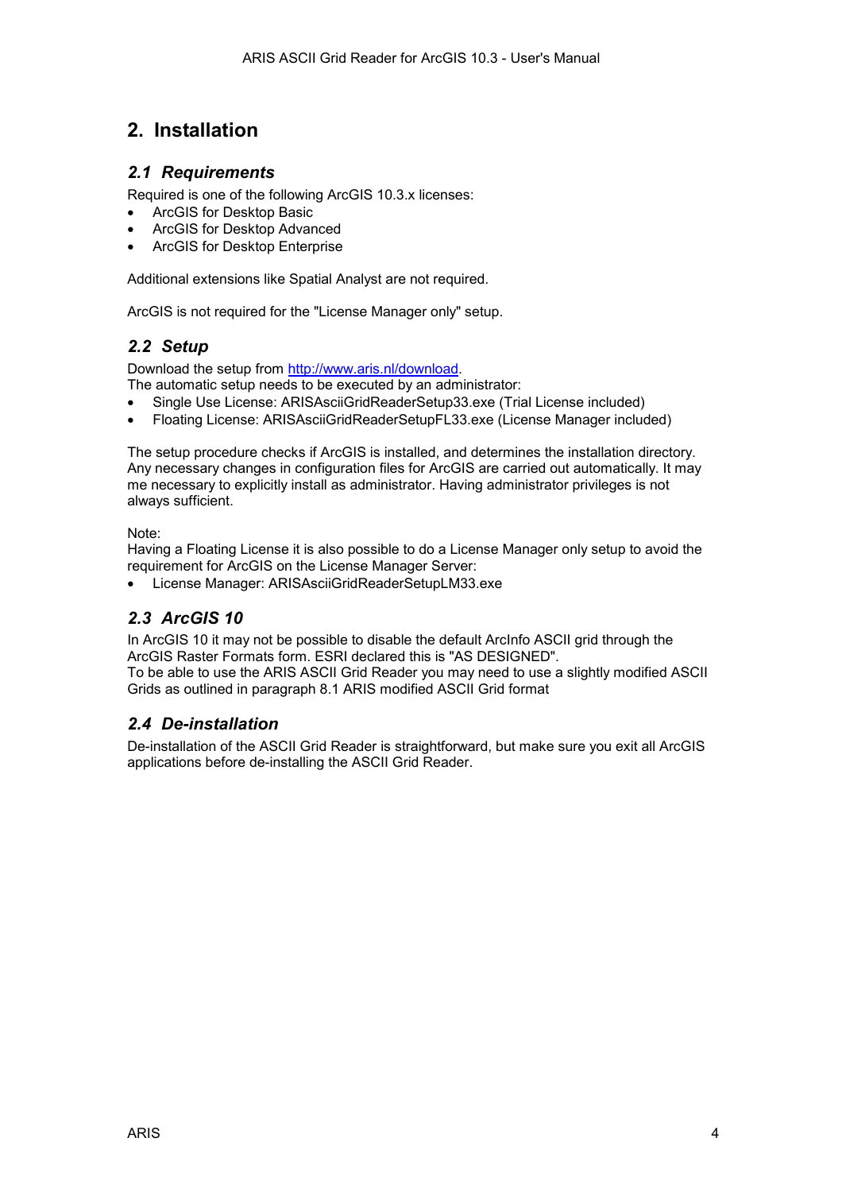# 2. Installation

## 2.1 Requirements

Required is one of the following ArcGIS 10.3.x licenses:

- ArcGIS for Desktop Basic
- ArcGIS for Desktop Advanced
- ArcGIS for Desktop Enterprise

Additional extensions like Spatial Analyst are not required.

ArcGIS is not required for the "License Manager only" setup.

## 2.2 Setup

Download the setup from [http://www.aris.nl/download](http://www.aris.nl/download).
The automatic setup needs to be executed by an administrator:

- Single Use License: ARISAsciiGridReaderSetup33.exe (Trial License included)
- Floating License: ARISAsciiGridReaderSetupFL33.exe (License Manager included)

The setup procedure checks if ArcGIS is installed, and determines the installation directory. Any necessary changes in configuration files for ArcGIS are carried out automatically. It may me necessary to explicitly install as administrator. Having administrator privileges is not always sufficient.

Note:
Having a Floating License it is also possible to do a License Manager only setup to avoid the requirement for ArcGIS on the License Manager Server:

- License Manager: ARISAsciiGridReaderSetupLM33.exe

## 2.3 ArcGIS 10

In ArcGIS 10 it may not be possible to disable the default ArcInfo ASCII grid through the ArcGIS Raster Formats form. ESRI declared this is "AS DESIGNED".
To be able to use the ARIS ASCII Grid Reader you may need to use a slightly modified ASCII Grids as outlined in paragraph 8.1 ARIS modified ASCII Grid format

## 2.4 De-installation

De-installation of the ASCII Grid Reader is straightforward, but make sure you exit all ArcGIS applications before de-installing the ASCII Grid Reader.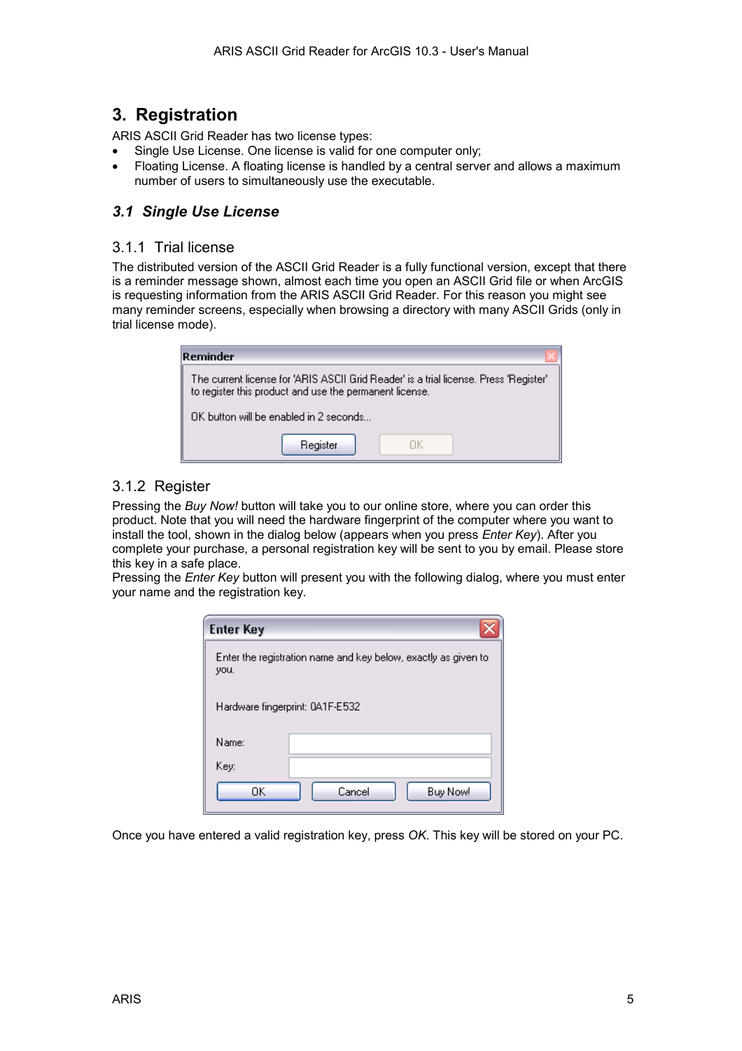# 3. Registration

ARIS ASCII Grid Reader has two license types:

- Single Use License. One license is valid for one computer only;
- Floating License. A floating license is handled by a central server and allows a maximum number of users to simultaneously use the executable.

## *3.1 Single Use License*

### 3.1.1 Trial license

The distributed version of the ASCII Grid Reader is a fully functional version, except that there is a reminder message shown, almost each time you open an ASCII Grid file or when ArcGIS is requesting information from the ARIS ASCII Grid Reader. For this reason you might see many reminder screens, especially when browsing a directory with many ASCII Grids (only in trial license mode).

### 3.1.2 Register

Pressing the *Buy Now!* button will take you to our online store, where you can order this product. Note that you will need the hardware fingerprint of the computer where you want to install the tool, shown in the dialog below (appears when you press *Enter Key*). After you complete your purchase, a personal registration key will be sent to you by email. Please store this key in a safe place.

Pressing the *Enter Key* button will present you with the following dialog, where you must enter your name and the registration key.

Once you have entered a valid registration key, press *OK*. This key will be stored on your PC.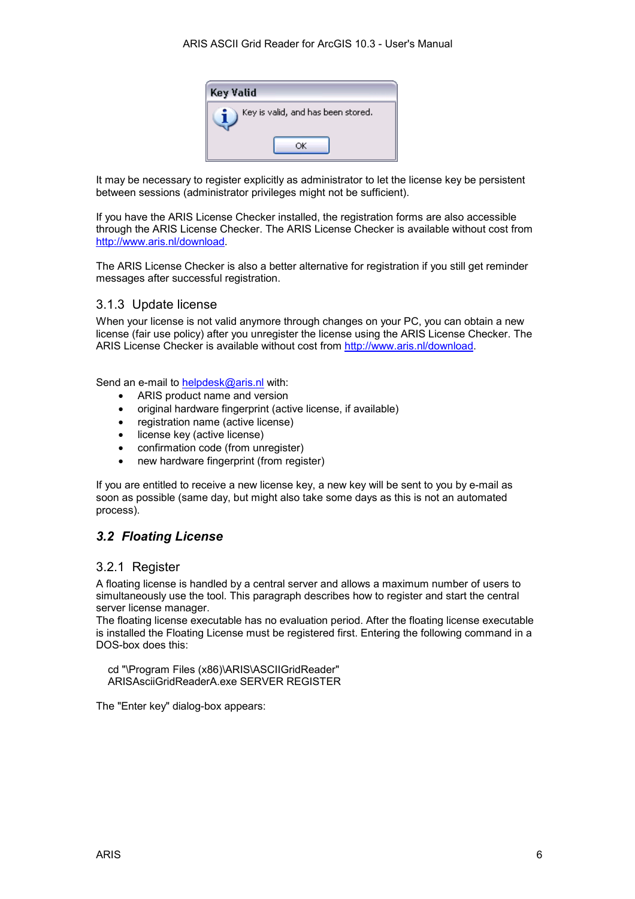It may be necessary to register explicitly as administrator to let the license key be persistent between sessions (administrator privileges might not be sufficient).

If you have the ARIS License Checker installed, the registration forms are also accessible through the ARIS License Checker. The ARIS License Checker is available without cost from http://www.aris.nl/download.

The ARIS License Checker is also a better alternative for registration if you still get reminder messages after successful registration.

### 3.1.3 Update license

When your license is not valid anymore through changes on your PC, you can obtain a new license (fair use policy) after you unregister the license using the ARIS License Checker. The ARIS License Checker is available without cost from http://www.aris.nl/download.

Send an e-mail to helpdesk@aris.nl with:

- ARIS product name and version
- original hardware fingerprint (active license, if available)
- registration name (active license)
- license key (active license)
- confirmation code (from unregister)
- new hardware fingerprint (from register)

If you are entitled to receive a new license key, a new key will be sent to you by e-mail as soon as possible (same day, but might also take some days as this is not an automated process).

## *3.2 Floating License*

### 3.2.1 Register

A floating license is handled by a central server and allows a maximum number of users to simultaneously use the tool. This paragraph describes how to register and start the central server license manager.
The floating license executable has no evaluation period. After the floating license executable is installed the Floating License must be registered first. Entering the following command in a DOS-box does this:

```
cd "\Program Files (x86)\ARIS\ASCIIGridReader"
ARISAsciiGridReaderA.exe SERVER REGISTER
```

The "Enter key" dialog-box appears: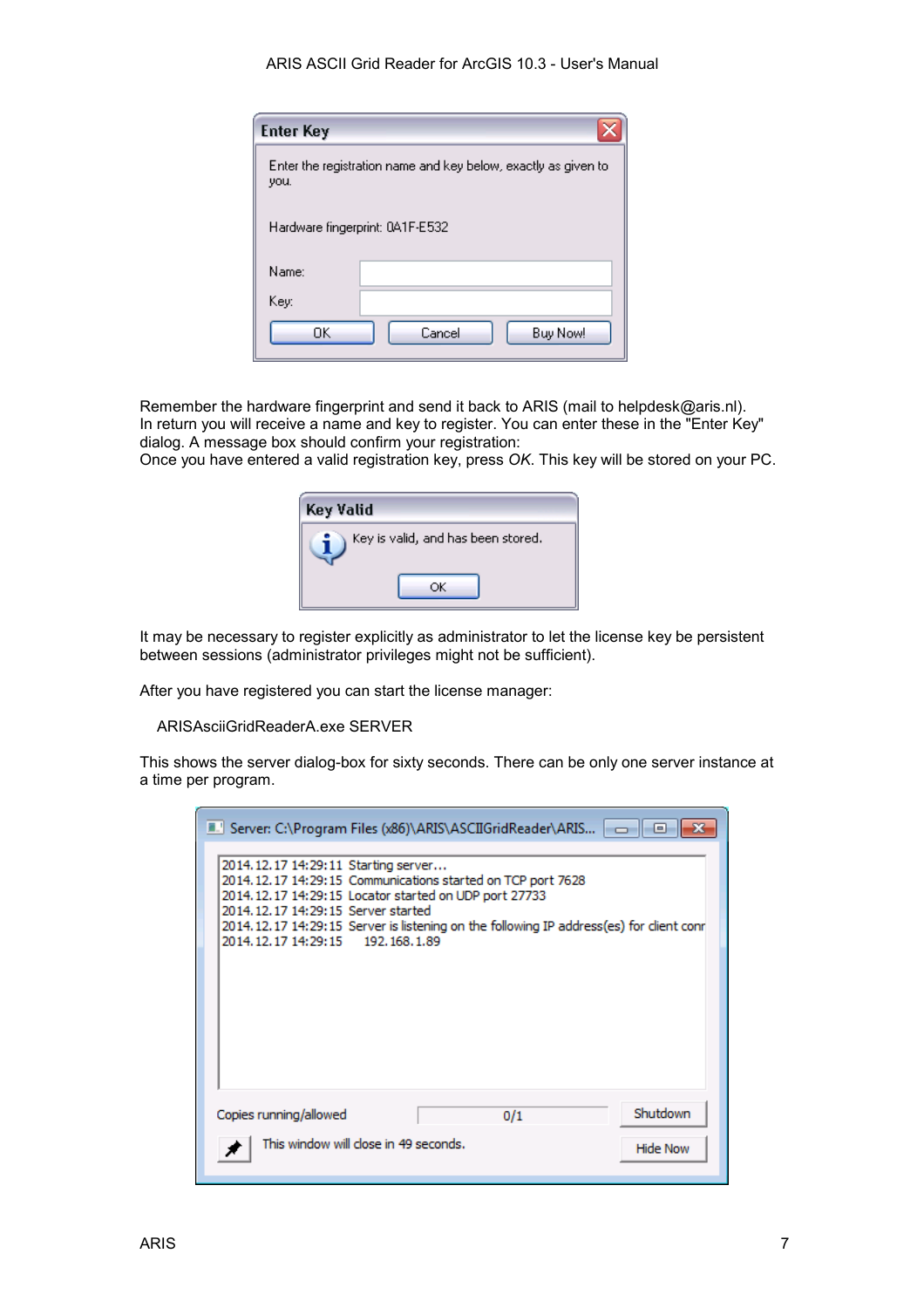Remember the hardware fingerprint and send it back to ARIS (mail to helpdesk@aris.nl). In return you will receive a name and key to register. You can enter these in the "Enter Key" dialog. A message box should confirm your registration:
Once you have entered a valid registration key, press *OK*. This key will be stored on your PC.

It may be necessary to register explicitly as administrator to let the license key be persistent between sessions (administrator privileges might not be sufficient).

After you have registered you can start the license manager:

ARISAsciiGridReaderA.exe SERVER

This shows the server dialog-box for sixty seconds. There can be only one server instance at a time per program.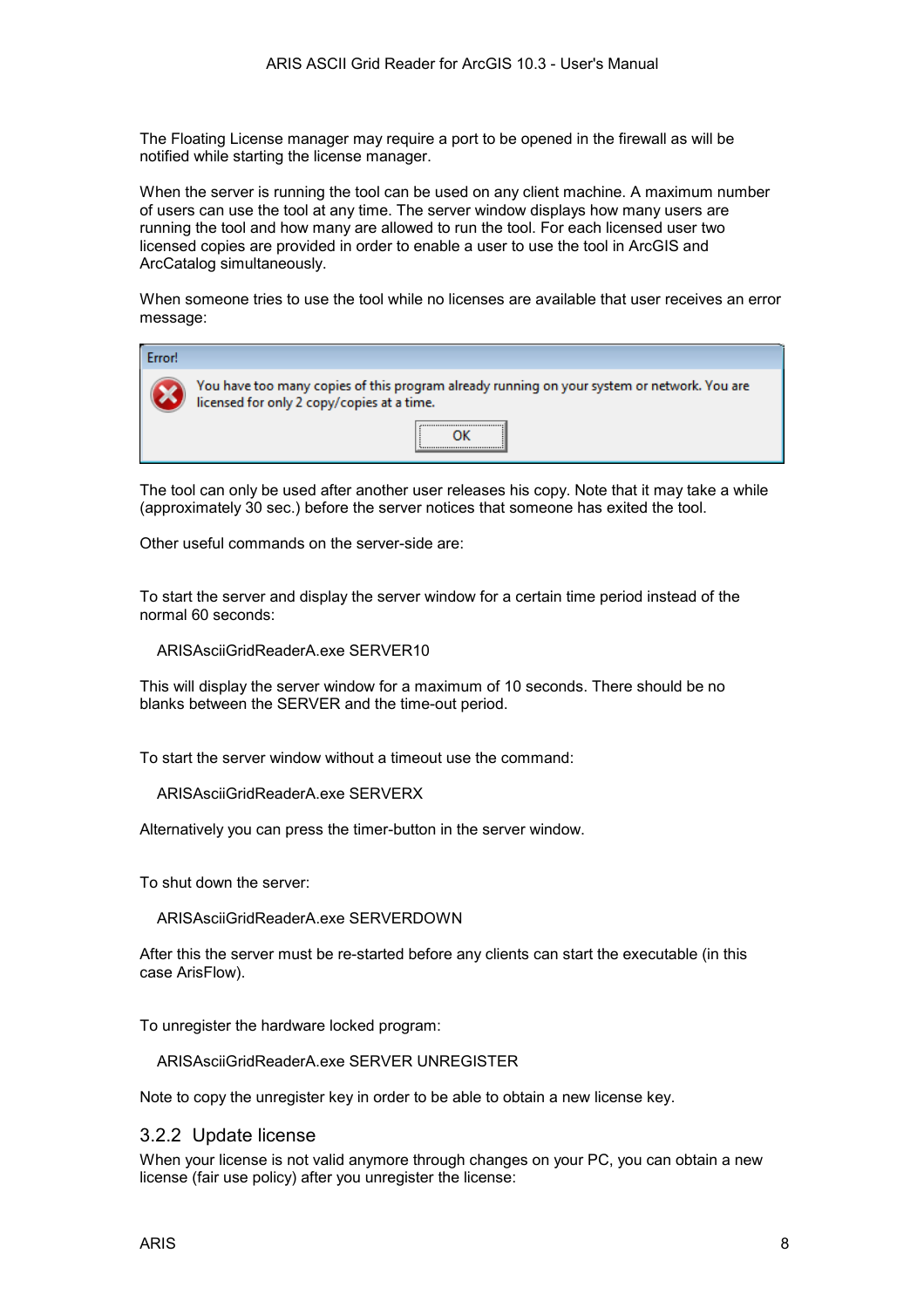The Floating License manager may require a port to be opened in the firewall as will be notified while starting the license manager.

When the server is running the tool can be used on any client machine. A maximum number of users can use the tool at any time. The server window displays how many users are running the tool and how many are allowed to run the tool. For each licensed user two licensed copies are provided in order to enable a user to use the tool in ArcGIS and ArcCatalog simultaneously.

When someone tries to use the tool while no licenses are available that user receives an error message:

```
Error!
You have too many copies of this program already running on your system or network. You are licensed for only 2 copy/copies at a time.
OK
```

The tool can only be used after another user releases his copy. Note that it may take a while (approximately 30 sec.) before the server notices that someone has exited the tool.

Other useful commands on the server-side are:

To start the server and display the server window for a certain time period instead of the normal 60 seconds:

```
ARISAsciiGridReaderA.exe SERVER10
```

This will display the server window for a maximum of 10 seconds. There should be no blanks between the SERVER and the time-out period.

To start the server window without a timeout use the command:

```
ARISAsciiGridReaderA.exe SERVERX
```

Alternatively you can press the timer-button in the server window.

To shut down the server:

```
ARISAsciiGridReaderA.exe SERVERDOWN
```

After this the server must be re-started before any clients can start the executable (in this case ArisFlow).

To unregister the hardware locked program:

```
ARISAsciiGridReaderA.exe SERVER UNREGISTER
```

Note to copy the unregister key in order to be able to obtain a new license key.

### 3.2.2 Update license

When your license is not valid anymore through changes on your PC, you can obtain a new license (fair use policy) after you unregister the license: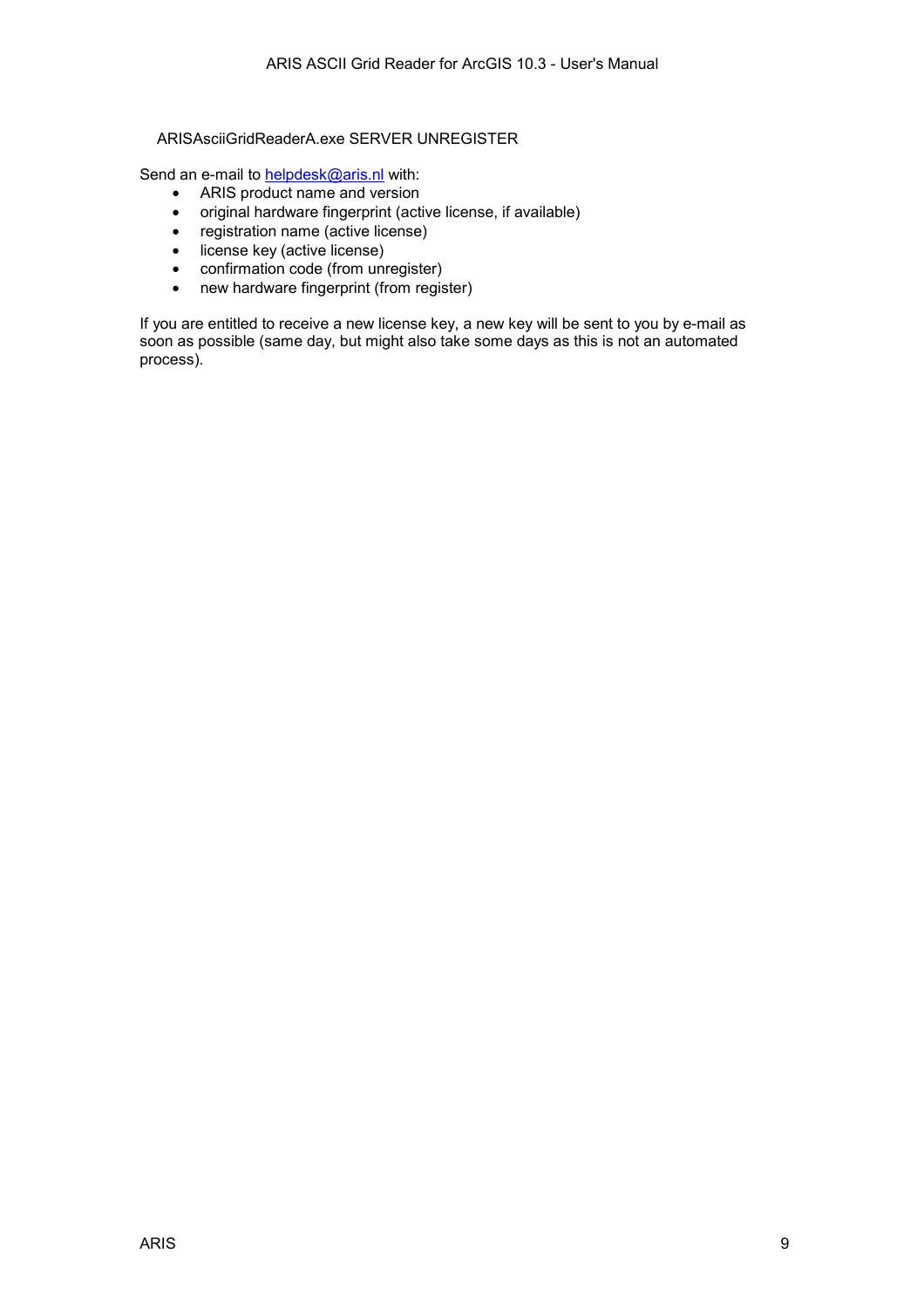```
ARISAsciiGridReaderA.exe SERVER UNREGISTER
```

Send an e-mail to helpdesk@aris.nl with:

- ARIS product name and version
- original hardware fingerprint (active license, if available)
- registration name (active license)
- license key (active license)
- confirmation code (from unregister)
- new hardware fingerprint (from register)

If you are entitled to receive a new license key, a new key will be sent to you by e-mail as soon as possible (same day, but might also take some days as this is not an automated process).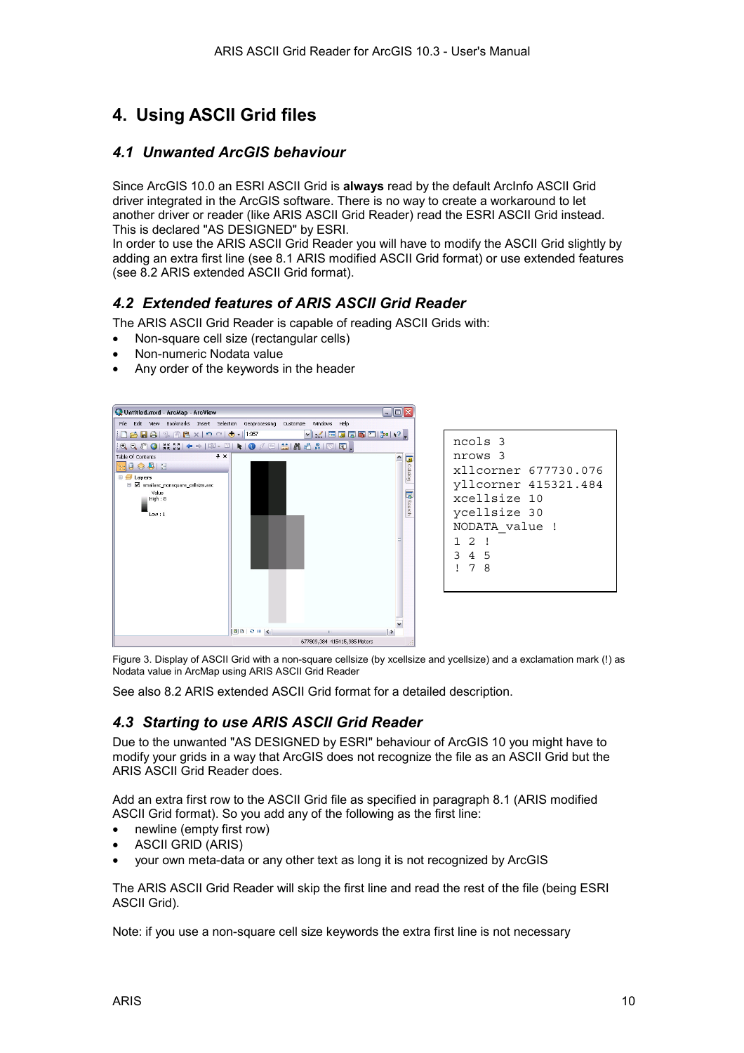# 4. Using ASCII Grid files

## 4.1 Unwanted ArcGIS behaviour

Since ArcGIS 10.0 an ESRI ASCII Grid is **always** read by the default ArcInfo ASCII Grid driver integrated in the ArcGIS software. There is no way to create a workaround to let another driver or reader (like ARIS ASCII Grid Reader) read the ESRI ASCII Grid instead. This is declared "AS DESIGNED" by ESRI.
In order to use the ARIS ASCII Grid Reader you will have to modify the ASCII Grid slightly by adding an extra first line (see 8.1 ARIS modified ASCII Grid format) or use extended features (see 8.2 ARIS extended ASCII Grid format).

## 4.2 Extended features of ARIS ASCII Grid Reader

The ARIS ASCII Grid Reader is capable of reading ASCII Grids with:

- Non-square cell size (rectangular cells)
- Non-numeric Nodata value
- Any order of the keywords in the header

```
ncols 3
nrows 3
xllcorner 677730.076
yllcorner 415321.484
xcellsize 10
ycellsize 30
NODATA_value !
1 2 !
3 4 5
! 7 8
```

Figure 3. Display of ASCII Grid with a non-square cellsize (by xcellsize and ycellsize) and a exclamation mark (!) as Nodata value in ArcMap using ARIS ASCII Grid Reader

See also 8.2 ARIS extended ASCII Grid format for a detailed description.

## 4.3 Starting to use ARIS ASCII Grid Reader

Due to the unwanted "AS DESIGNED by ESRI" behaviour of ArcGIS 10 you might have to modify your grids in a way that ArcGIS does not recognize the file as an ASCII Grid but the ARIS ASCII Grid Reader does.

Add an extra first row to the ASCII Grid file as specified in paragraph 8.1 (ARIS modified ASCII Grid format). So you add any of the following as the first line:

- newline (empty first row)
- ASCII GRID (ARIS)
- your own meta-data or any other text as long it is not recognized by ArcGIS

The ARIS ASCII Grid Reader will skip the first line and read the rest of the file (being ESRI ASCII Grid).

Note: if you use a non-square cell size keywords the extra first line is not necessary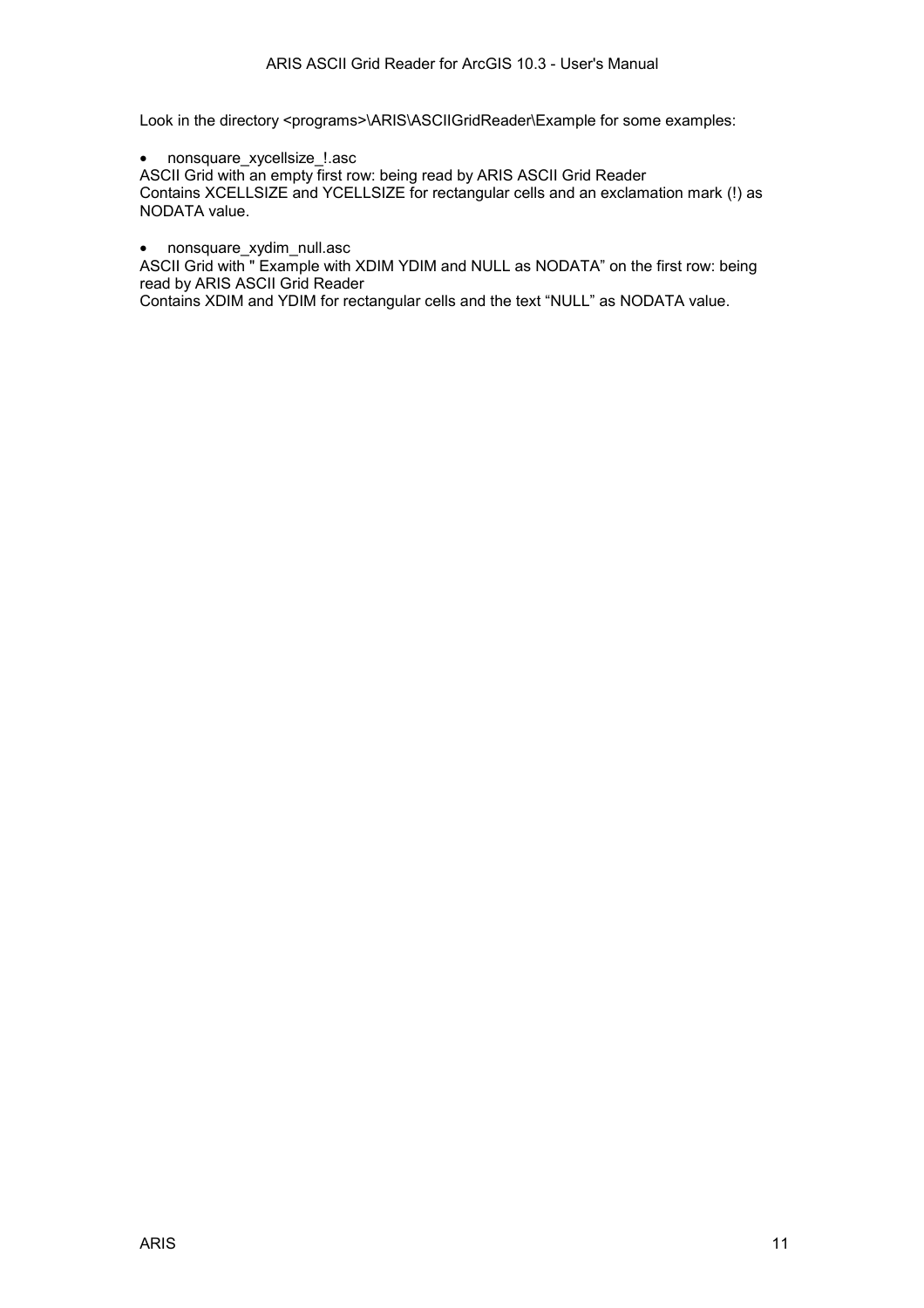Look in the directory <programs>\ARIS\ASCIIGridReader\Example for some examples:

- nonsquare_xycellsize_!.asc

ASCII Grid with an empty first row: being read by ARIS ASCII Grid Reader
Contains XCELLSIZE and YCELLSIZE for rectangular cells and an exclamation mark (!) as NODATA value.

- nonsquare_xydim_null.asc

ASCII Grid with " Example with XDIM YDIM and NULL as NODATA" on the first row: being read by ARIS ASCII Grid Reader
Contains XDIM and YDIM for rectangular cells and the text "NULL" as NODATA value.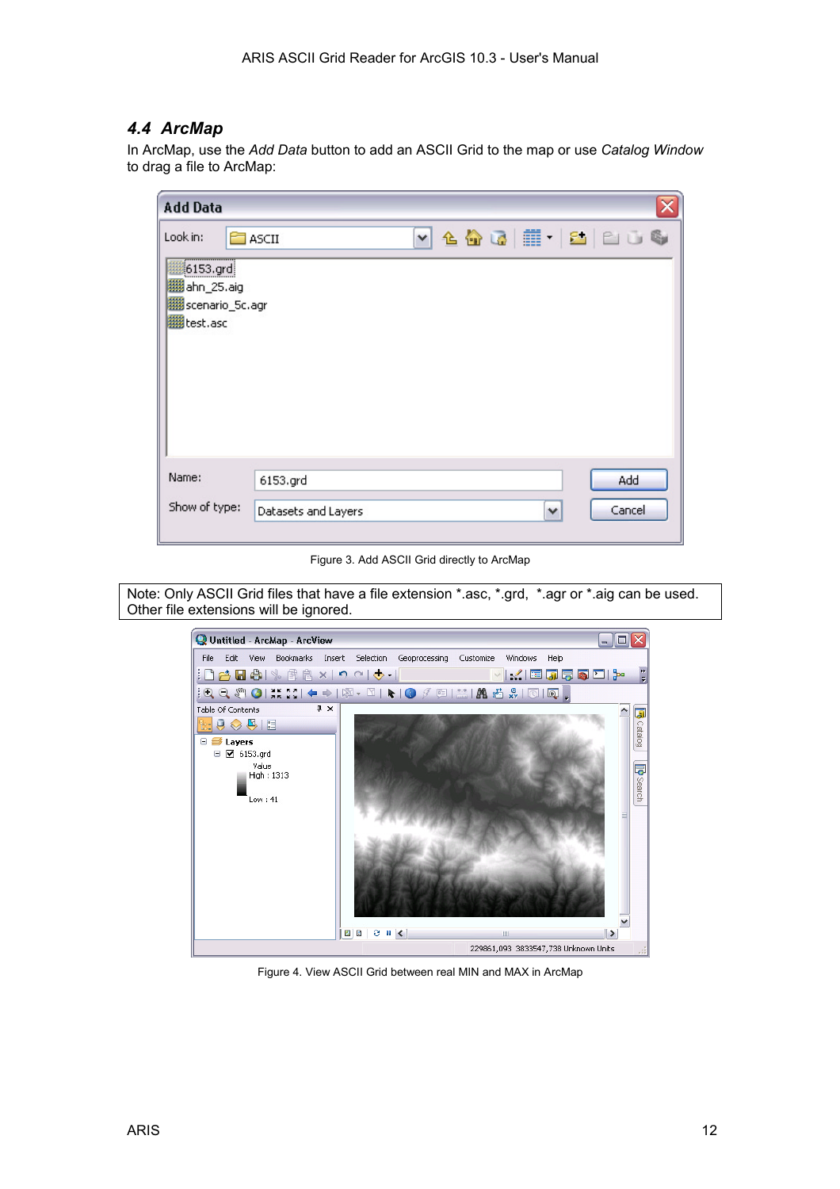## 4.4 *ArcMap*

In ArcMap, use the *Add Data* button to add an ASCII Grid to the map or use *Catalog Window* to drag a file to ArcMap:

Figure 3. Add ASCII Grid directly to ArcMap

Note: Only ASCII Grid files that have a file extension *.asc, *.grd, *.agr or *.aig can be used. Other file extensions will be ignored.

Figure 4. View ASCII Grid between real MIN and MAX in ArcMap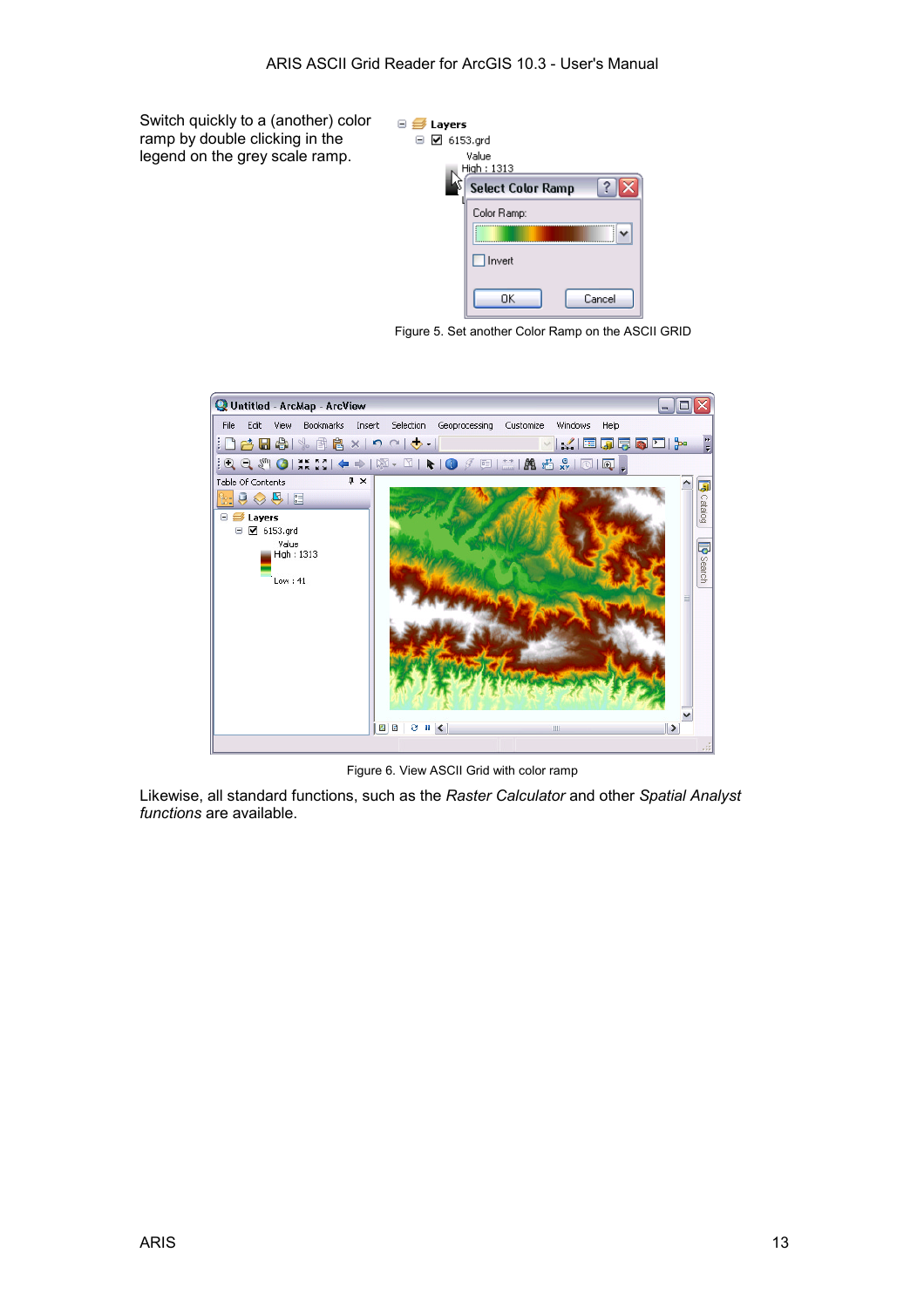Switch quickly to a (another) color ramp by double clicking in the legend on the grey scale ramp.

Figure 5. Set another Color Ramp on the ASCII GRID

Figure 6. View ASCII Grid with color ramp

Likewise, all standard functions, such as the *Raster Calculator* and other *Spatial Analyst functions* are available.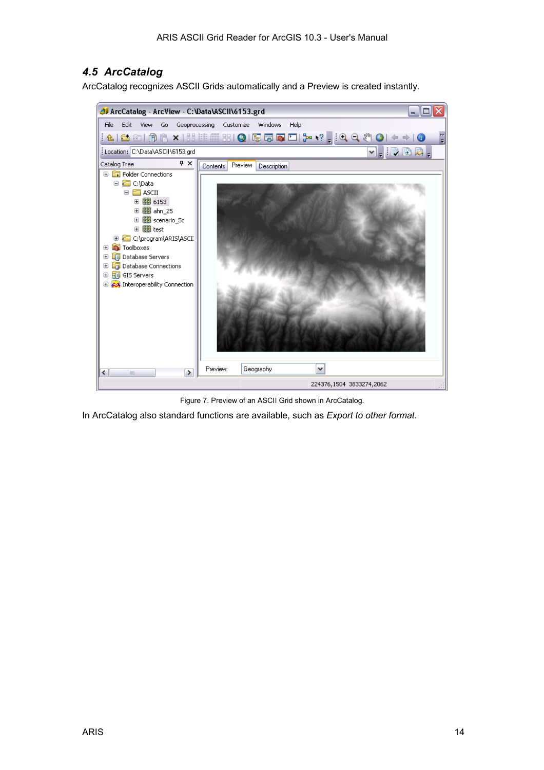## 4.5 *ArcCatalog*

ArcCatalog recognizes ASCII Grids automatically and a Preview is created instantly.

Figure 7. Preview of an ASCII Grid shown in ArcCatalog.

In ArcCatalog also standard functions are available, such as *Export to other format*.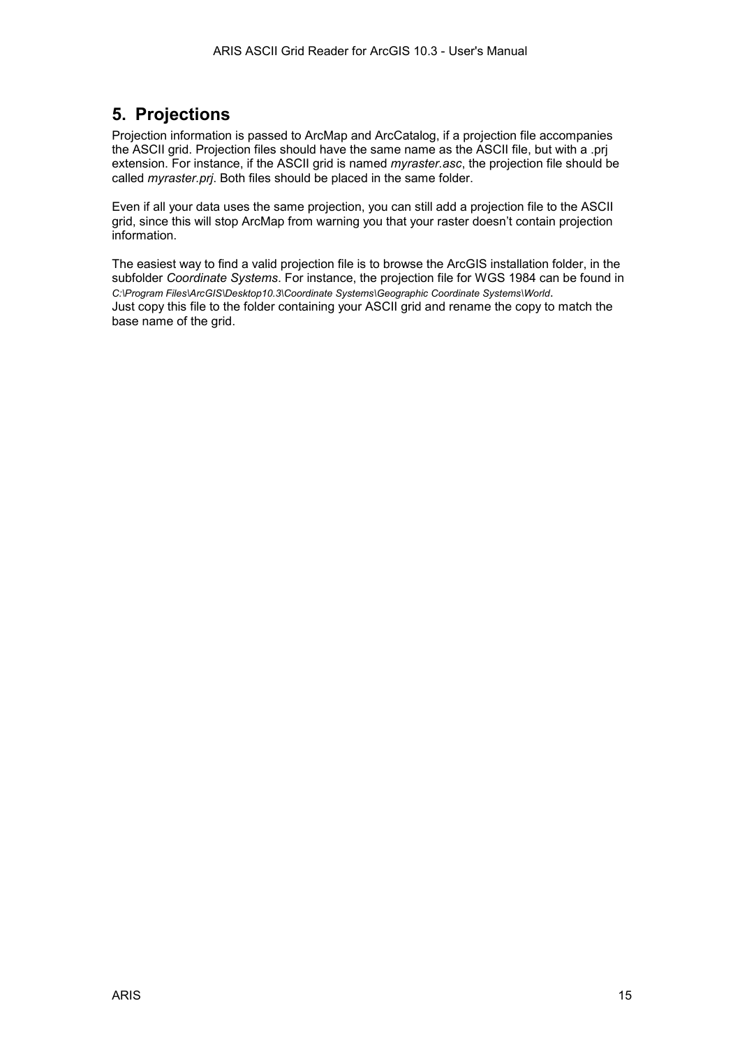## 5. Projections

Projection information is passed to ArcMap and ArcCatalog, if a projection file accompanies the ASCII grid. Projection files should have the same name as the ASCII file, but with a .prj extension. For instance, if the ASCII grid is named *myraster.asc*, the projection file should be called *myraster.prj*. Both files should be placed in the same folder.

Even if all your data uses the same projection, you can still add a projection file to the ASCII grid, since this will stop ArcMap from warning you that your raster doesn't contain projection information.

The easiest way to find a valid projection file is to browse the ArcGIS installation folder, in the subfolder *Coordinate Systems*. For instance, the projection file for WGS 1984 can be found in *C:\Program Files\ArcGIS\Desktop10.3\Coordinate Systems\Geographic Coordinate Systems\World*. Just copy this file to the folder containing your ASCII grid and rename the copy to match the base name of the grid.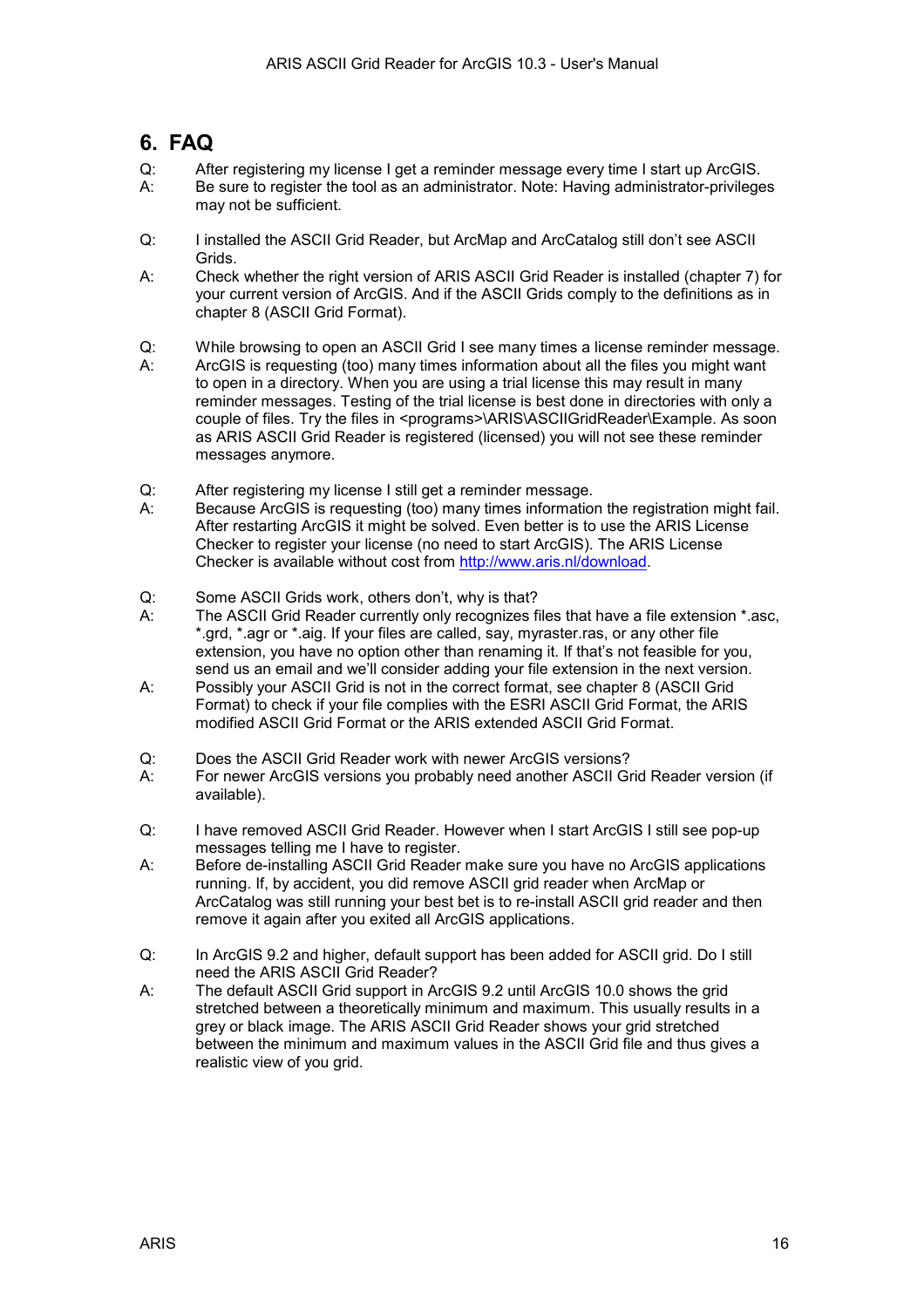# 6. FAQ

Q: After registering my license I get a reminder message every time I start up ArcGIS.
A: Be sure to register the tool as an administrator. Note: Having administrator-privileges may not be sufficient.

Q: I installed the ASCII Grid Reader, but ArcMap and ArcCatalog still don't see ASCII Grids.
A: Check whether the right version of ARIS ASCII Grid Reader is installed (chapter 7) for your current version of ArcGIS. And if the ASCII Grids comply to the definitions as in chapter 8 (ASCII Grid Format).

Q: While browsing to open an ASCII Grid I see many times a license reminder message.
A: ArcGIS is requesting (too) many times information about all the files you might want to open in a directory. When you are using a trial license this may result in many reminder messages. Testing of the trial license is best done in directories with only a couple of files. Try the files in <programs>\ARIS\ASCIIGridReader\Example. As soon as ARIS ASCII Grid Reader is registered (licensed) you will not see these reminder messages anymore.

Q: After registering my license I still get a reminder message.
A: Because ArcGIS is requesting (too) many times information the registration might fail. After restarting ArcGIS it might be solved. Even better is to use the ARIS License Checker to register your license (no need to start ArcGIS). The ARIS License Checker is available without cost from [http://www.aris.nl/download](http://www.aris.nl/download).

Q: Some ASCII Grids work, others don't, why is that?
A: The ASCII Grid Reader currently only recognizes files that have a file extension *.asc, *.grd, *.agr or *.aig. If your files are called, say, myraster.ras, or any other file extension, you have no option other than renaming it. If that's not feasible for you, send us an email and we'll consider adding your file extension in the next version.
A: Possibly your ASCII Grid is not in the correct format, see chapter 8 (ASCII Grid Format) to check if your file complies with the ESRI ASCII Grid Format, the ARIS modified ASCII Grid Format or the ARIS extended ASCII Grid Format.

Q: Does the ASCII Grid Reader work with newer ArcGIS versions?
A: For newer ArcGIS versions you probably need another ASCII Grid Reader version (if available).

Q: I have removed ASCII Grid Reader. However when I start ArcGIS I still see pop-up messages telling me I have to register.
A: Before de-installing ASCII Grid Reader make sure you have no ArcGIS applications running. If, by accident, you did remove ASCII grid reader when ArcMap or ArcCatalog was still running your best bet is to re-install ASCII grid reader and then remove it again after you exited all ArcGIS applications.

Q: In ArcGIS 9.2 and higher, default support has been added for ASCII grid. Do I still need the ARIS ASCII Grid Reader?
A: The default ASCII Grid support in ArcGIS 9.2 until ArcGIS 10.0 shows the grid stretched between a theoretically minimum and maximum. This usually results in a grey or black image. The ARIS ASCII Grid Reader shows your grid stretched between the minimum and maximum values in the ASCII Grid file and thus gives a realistic view of you grid.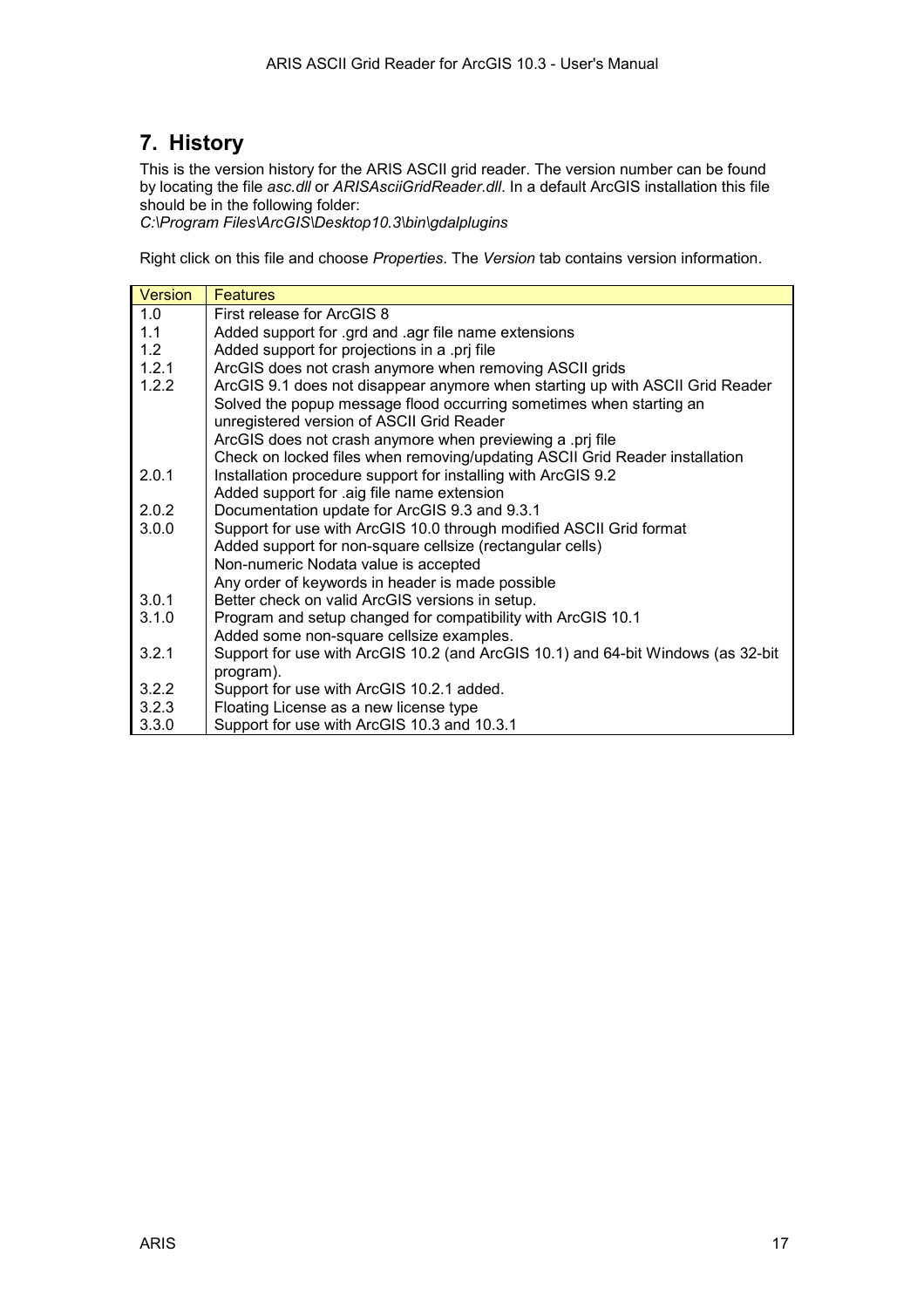# 7. History

This is the version history for the ARIS ASCII grid reader. The version number can be found by locating the file *asc.dll* or *ARISAsciiGridReader.dll*. In a default ArcGIS installation this file should be in the following folder:
*C:\Program Files\ArcGIS\Desktop10.3\bin\gdalplugins*

Right click on this file and choose *Properties*. The *Version* tab contains version information.

| Version | Features |
|---|---|
| 1.0 | First release for ArcGIS 8 |
| 1.1 | Added support for .grd and .agr file name extensions |
| 1.2 | Added support for projections in a .prj file |
| 1.2.1 | ArcGIS does not crash anymore when removing ASCII grids |
| 1.2.2 | ArcGIS 9.1 does not disappear anymore when starting up with ASCII Grid Reader<br>Solved the popup message flood occurring sometimes when starting an unregistered version of ASCII Grid Reader<br>ArcGIS does not crash anymore when previewing a .prj file<br>Check on locked files when removing/updating ASCII Grid Reader installation |
| 2.0.1 | Installation procedure support for installing with ArcGIS 9.2<br>Added support for .aig file name extension |
| 2.0.2 | Documentation update for ArcGIS 9.3 and 9.3.1 |
| 3.0.0 | Support for use with ArcGIS 10.0 through modified ASCII Grid format<br>Added support for non-square cellsize (rectangular cells)<br>Non-numeric Nodata value is accepted<br>Any order of keywords in header is made possible |
| 3.0.1 | Better check on valid ArcGIS versions in setup. |
| 3.1.0 | Program and setup changed for compatibility with ArcGIS 10.1<br>Added some non-square cellsize examples. |
| 3.2.1 | Support for use with ArcGIS 10.2 (and ArcGIS 10.1) and 64-bit Windows (as 32-bit program). |
| 3.2.2 | Support for use with ArcGIS 10.2.1 added. |
| 3.2.3 | Floating License as a new license type |
| 3.3.0 | Support for use with ArcGIS 10.3 and 10.3.1 |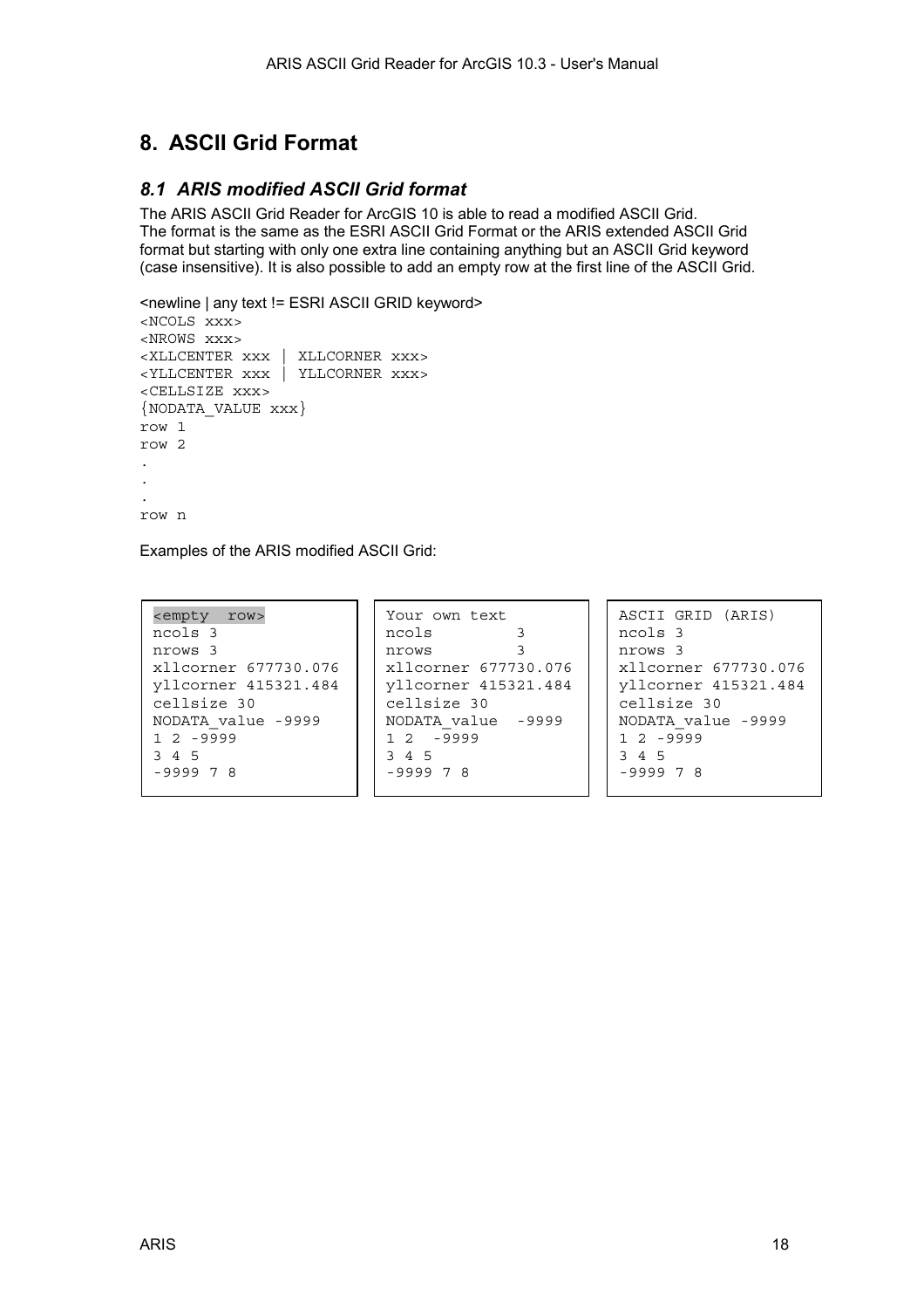# 8. ASCII Grid Format

## *8.1 ARIS modified ASCII Grid format*

The ARIS ASCII Grid Reader for ArcGIS 10 is able to read a modified ASCII Grid.
The format is the same as the ESRI ASCII Grid Format or the ARIS extended ASCII Grid format but starting with only one extra line containing anything but an ASCII Grid keyword (case insensitive). It is also possible to add an empty row at the first line of the ASCII Grid.

<newline | any text != ESRI ASCII GRID keyword>

```
<NCOLS xxx>
<NROWS xxx>
<XLLCENTER xxx | XLLCORNER xxx>
<YLLCENTER xxx | YLLCORNER xxx>
<CELLSIZE xxx>
{NODATA_VALUE xxx}
row 1
row 2
.
.
.
row n
```

Examples of the ARIS modified ASCII Grid:

```
<empty  row>
ncols 3
nrows 3
xllcorner 677730.076
yllcorner 415321.484
cellsize 30
NODATA_value -9999
1 2 -9999
3 4 5
-9999 7 8
```

```
Your own text
ncols         3
nrows         3
xllcorner 677730.076
yllcorner 415321.484
cellsize 30
NODATA_value  -9999
1 2  -9999
3 4 5
-9999 7 8
```

```
ASCII GRID (ARIS)
ncols 3
nrows 3
xllcorner 677730.076
yllcorner 415321.484
cellsize 30
NODATA_value -9999
1 2 -9999
3 4 5
-9999 7 8
```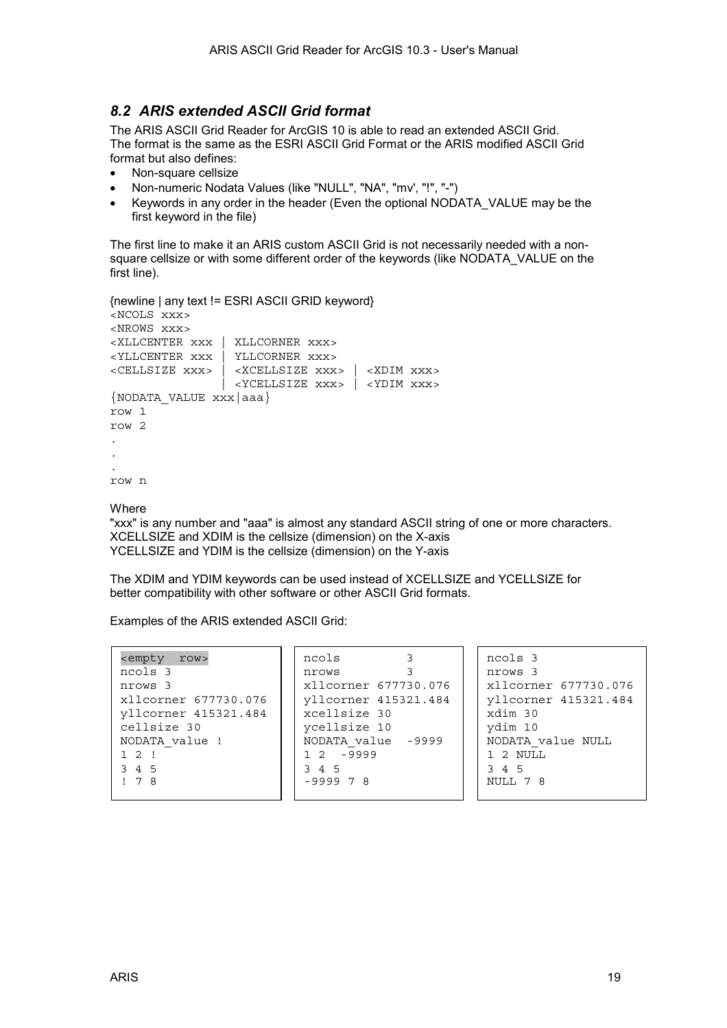## *8.2 ARIS extended ASCII Grid format*

The ARIS ASCII Grid Reader for ArcGIS 10 is able to read an extended ASCII Grid. The format is the same as the ESRI ASCII Grid Format or the ARIS modified ASCII Grid format but also defines:

- Non-square cellsize
- Non-numeric Nodata Values (like "NULL", "NA", "mv', "!", "-")
- Keywords in any order in the header (Even the optional NODATA_VALUE may be the first keyword in the file)

The first line to make it an ARIS custom ASCII Grid is not necessarily needed with a non-square cellsize or with some different order of the keywords (like NODATA_VALUE on the first line).

```
{newline | any text != ESRI ASCII GRID keyword}
<NCOLS xxx>
<NROWS xxx>
<XLLCENTER xxx | XLLCORNER xxx>
<YLLCENTER xxx | YLLCORNER xxx>
<CELLSIZE xxx> | <XCELLSIZE xxx> | <XDIM xxx>
               | <YCELLSIZE xxx> | <YDIM xxx>
{NODATA_VALUE xxx|aaa}
row 1
row 2
.
.
.
row n
```

Where
"xxx" is any number and "aaa" is almost any standard ASCII string of one or more characters.
XCELLSIZE and XDIM is the cellsize (dimension) on the X-axis
YCELLSIZE and YDIM is the cellsize (dimension) on the Y-axis

The XDIM and YDIM keywords can be used instead of XCELLSIZE and YCELLSIZE for better compatibility with other software or other ASCII Grid formats.

Examples of the ARIS extended ASCII Grid:

```
<empty  row>
ncols 3
nrows 3
xllcorner 677730.076
yllcorner 415321.484
cellsize 30
NODATA_value !
1 2 !
3 4 5
! 7 8
```

```
ncols         3
nrows         3
xllcorner 677730.076
yllcorner 415321.484
xcellsize 30
ycellsize 10
NODATA_value  -9999
1 2  -9999
3 4 5
-9999 7 8
```

```
ncols 3
nrows 3
xllcorner 677730.076
yllcorner 415321.484
xdim 30
ydim 10
NODATA_value NULL
1 2 NULL
3 4 5
NULL 7 8
```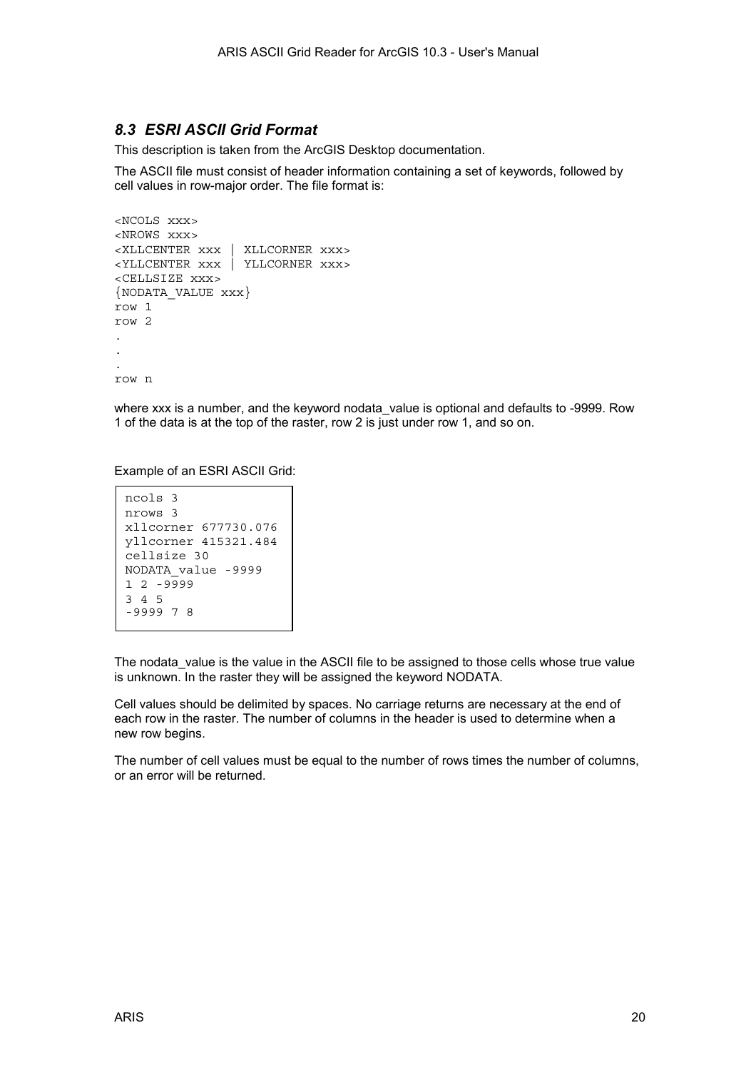## 8.3 ESRI ASCII Grid Format

This description is taken from the ArcGIS Desktop documentation.

The ASCII file must consist of header information containing a set of keywords, followed by cell values in row-major order. The file format is:

```
<NCOLS xxx>
<NROWS xxx>
<XLLCENTER xxx | XLLCORNER xxx>
<YLLCENTER xxx | YLLCORNER xxx>
<CELLSIZE xxx>
{NODATA_VALUE xxx}
row 1
row 2
.
.
.
row n
```

where xxx is a number, and the keyword nodata_value is optional and defaults to -9999. Row 1 of the data is at the top of the raster, row 2 is just under row 1, and so on.

Example of an ESRI ASCII Grid:

```
ncols 3
nrows 3
xllcorner 677730.076
yllcorner 415321.484
cellsize 30
NODATA_value -9999
1 2 -9999
3 4 5
-9999 7 8
```

The nodata_value is the value in the ASCII file to be assigned to those cells whose true value is unknown. In the raster they will be assigned the keyword NODATA.

Cell values should be delimited by spaces. No carriage returns are necessary at the end of each row in the raster. The number of columns in the header is used to determine when a new row begins.

The number of cell values must be equal to the number of rows times the number of columns, or an error will be returned.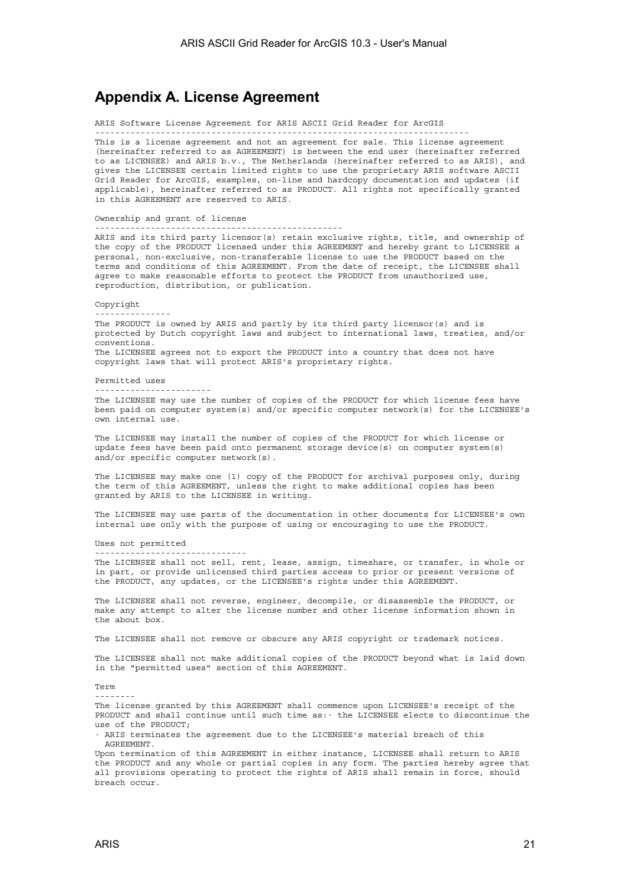## Appendix A. License Agreement

ARIS Software License Agreement for ARIS ASCII Grid Reader for ArcGIS

This is a license agreement and not an agreement for sale. This license agreement (hereinafter referred to as AGREEMENT) is between the end user (hereinafter referred to as LICENSEE) and ARIS b.v., The Netherlands (hereinafter referred to as ARIS), and gives the LICENSEE certain limited rights to use the proprietary ARIS software ASCII Grid Reader for ArcGIS, examples, on-line and hardcopy documentation and updates (if applicable), hereinafter referred to as PRODUCT. All rights not specifically granted in this AGREEMENT are reserved to ARIS.

### Ownership and grant of license

ARIS and its third party licensor(s) retain exclusive rights, title, and ownership of the copy of the PRODUCT licensed under this AGREEMENT and hereby grant to LICENSEE a personal, non-exclusive, non-transferable license to use the PRODUCT based on the terms and conditions of this AGREEMENT. From the date of receipt, the LICENSEE shall agree to make reasonable efforts to protect the PRODUCT from unauthorized use, reproduction, distribution, or publication.

### Copyright

The PRODUCT is owned by ARIS and partly by its third party licensor(s) and is protected by Dutch copyright laws and subject to international laws, treaties, and/or conventions.
The LICENSEE agrees not to export the PRODUCT into a country that does not have copyright laws that will protect ARIS's proprietary rights.

### Permitted uses

The LICENSEE may use the number of copies of the PRODUCT for which license fees have been paid on computer system(s) and/or specific computer network(s) for the LICENSEE's own internal use.

The LICENSEE may install the number of copies of the PRODUCT for which license or update fees have been paid onto permanent storage device(s) on computer system(s) and/or specific computer network(s).

The LICENSEE may make one (1) copy of the PRODUCT for archival purposes only, during the term of this AGREEMENT, unless the right to make additional copies has been granted by ARIS to the LICENSEE in writing.

The LICENSEE may use parts of the documentation in other documents for LICENSEE's own internal use only with the purpose of using or encouraging to use the PRODUCT.

### Uses not permitted

The LICENSEE shall not sell, rent, lease, assign, timeshare, or transfer, in whole or in part, or provide unlicensed third parties access to prior or present versions of the PRODUCT, any updates, or the LICENSEE's rights under this AGREEMENT.

The LICENSEE shall not reverse, engineer, decompile, or disassemble the PRODUCT, or make any attempt to alter the license number and other license information shown in the about box.

The LICENSEE shall not remove or obscure any ARIS copyright or trademark notices.

The LICENSEE shall not make additional copies of the PRODUCT beyond what is laid down in the "permitted uses" section of this AGREEMENT.

### Term

The license granted by this AGREEMENT shall commence upon LICENSEE's receipt of the PRODUCT and shall continue until such time as:· the LICENSEE elects to discontinue the use of the PRODUCT;

· ARIS terminates the agreement due to the LICENSEE's material breach of this AGREEMENT.

Upon termination of this AGREEMENT in either instance, LICENSEE shall return to ARIS the PRODUCT and any whole or partial copies in any form. The parties hereby agree that all provisions operating to protect the rights of ARIS shall remain in force, should breach occur.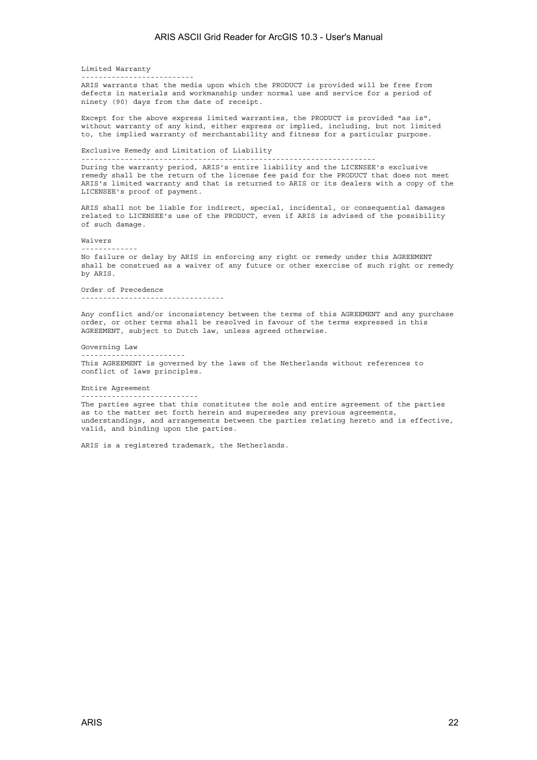### Limited Warranty

ARIS warrants that the media upon which the PRODUCT is provided will be free from defects in materials and workmanship under normal use and service for a period of ninety (90) days from the date of receipt.

Except for the above express limited warranties, the PRODUCT is provided "as is", without warranty of any kind, either express or implied, including, but not limited to, the implied warranty of merchantability and fitness for a particular purpose.

### Exclusive Remedy and Limitation of Liability

During the warranty period, ARIS's entire liability and the LICENSEE's exclusive remedy shall be the return of the license fee paid for the PRODUCT that does not meet ARIS's limited warranty and that is returned to ARIS or its dealers with a copy of the LICENSEE's proof of payment.

ARIS shall not be liable for indirect, special, incidental, or consequential damages related to LICENSEE's use of the PRODUCT, even if ARIS is advised of the possibility of such damage.

### Waivers

No failure or delay by ARIS in enforcing any right or remedy under this AGREEMENT shall be construed as a waiver of any future or other exercise of such right or remedy by ARIS.

### Order of Precedence

Any conflict and/or inconsistency between the terms of this AGREEMENT and any purchase order, or other terms shall be resolved in favour of the terms expressed in this AGREEMENT, subject to Dutch law, unless agreed otherwise.

### Governing Law

This AGREEMENT is governed by the laws of the Netherlands without references to conflict of laws principles.

### Entire Agreement

The parties agree that this constitutes the sole and entire agreement of the parties as to the matter set forth herein and supersedes any previous agreements, understandings, and arrangements between the parties relating hereto and is effective, valid, and binding upon the parties.

ARIS is a registered trademark, the Netherlands.